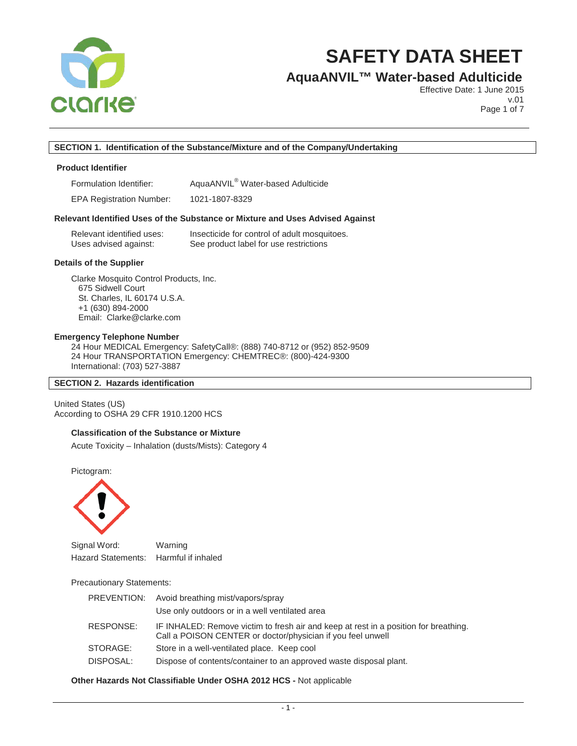# SAFETY DATA SHEET

## AquaANVIL™ Water-based Adulticide

Effective Date: 1 June 2015
v.01

## SECTION 1. Identification of the Substance/Mixture and of the Company/Undertaking

### Product Identifier

Formulation Identifier: AquaANVIL® Water-based Adulticide

EPA Registration Number: 1021-1807-8329

### Relevant Identified Uses of the Substance or Mixture and Uses Advised Against

Relevant identified uses: Insecticide for control of adult mosquitoes.
Uses advised against: See product label for use restrictions

### Details of the Supplier

Clarke Mosquito Control Products, Inc.
675 Sidwell Court
St. Charles, IL 60174 U.S.A.
+1 (630) 894-2000
Email: Clarke@clarke.com

### Emergency Telephone Number

24 Hour MEDICAL Emergency: SafetyCall®: (888) 740-8712 or (952) 852-9509
24 Hour TRANSPORTATION Emergency: CHEMTREC®: (800)-424-9300
International: (703) 527-3887

## SECTION 2. Hazards identification

United States (US)
According to OSHA 29 CFR 1910.1200 HCS

### Classification of the Substance or Mixture

Acute Toxicity – Inhalation (dusts/Mists): Category 4

Pictogram:

Signal Word: Warning
Hazard Statements: Harmful if inhaled

Precautionary Statements:

PREVENTION: Avoid breathing mist/vapors/spray
Use only outdoors or in a well ventilated area

RESPONSE: IF INHALED: Remove victim to fresh air and keep at rest in a position for breathing. Call a POISON CENTER or doctor/physician if you feel unwell

STORAGE: Store in a well-ventilated place. Keep cool

DISPOSAL: Dispose of contents/container to an approved waste disposal plant.

**Other Hazards Not Classifiable Under OSHA 2012 HCS -** Not applicable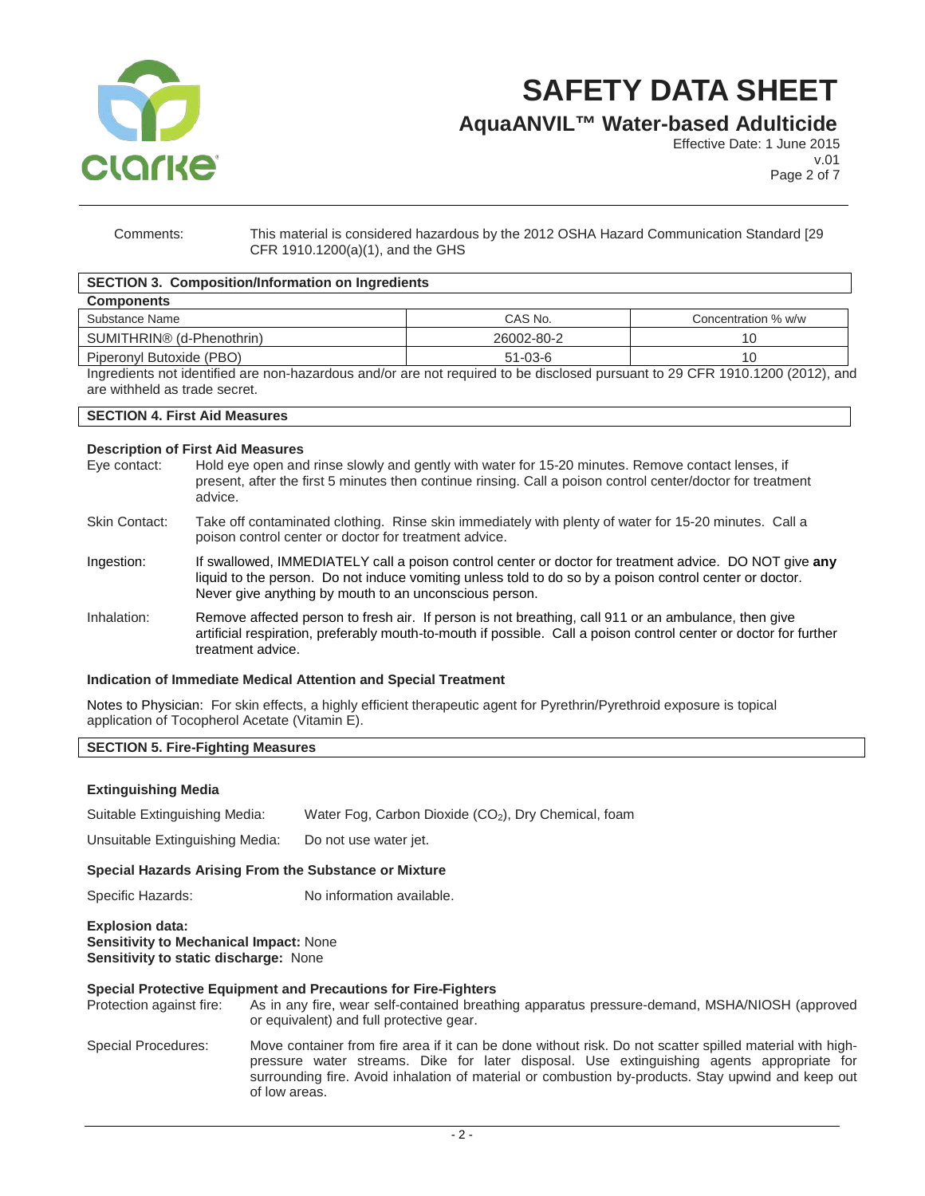Comments: This material is considered hazardous by the 2012 OSHA Hazard Communication Standard [29 CFR 1910.1200(a)(1), and the GHS

## SECTION 3. Composition/Information on Ingredients

**Components**

| Substance Name | CAS No. | Concentration % w/w |
|---|---|---|
| SUMITHRIN® (d-Phenothrin) | 26002-80-2 | 10 |
| Piperonyl Butoxide (PBO) | 51-03-6 | 10 |

Ingredients not identified are non-hazardous and/or are not required to be disclosed pursuant to 29 CFR 1910.1200 (2012), and are withheld as trade secret.

## SECTION 4. First Aid Measures

**Description of First Aid Measures**

Eye contact: Hold eye open and rinse slowly and gently with water for 15-20 minutes. Remove contact lenses, if present, after the first 5 minutes then continue rinsing. Call a poison control center/doctor for treatment advice.

Skin Contact: Take off contaminated clothing. Rinse skin immediately with plenty of water for 15-20 minutes. Call a poison control center or doctor for treatment advice.

Ingestion: If swallowed, IMMEDIATELY call a poison control center or doctor for treatment advice. DO NOT give **any** liquid to the person. Do not induce vomiting unless told to do so by a poison control center or doctor. Never give anything by mouth to an unconscious person.

Inhalation: Remove affected person to fresh air. If person is not breathing, call 911 or an ambulance, then give artificial respiration, preferably mouth-to-mouth if possible. Call a poison control center or doctor for further treatment advice.

**Indication of Immediate Medical Attention and Special Treatment**

Notes to Physician: For skin effects, a highly efficient therapeutic agent for Pyrethrin/Pyrethroid exposure is topical application of Tocopherol Acetate (Vitamin E).

## SECTION 5. Fire-Fighting Measures

**Extinguishing Media**

Suitable Extinguishing Media: Water Fog, Carbon Dioxide ($CO_2$), Dry Chemical, foam

Unsuitable Extinguishing Media: Do not use water jet.

**Special Hazards Arising From the Substance or Mixture**

Specific Hazards: No information available.

**Explosion data:**
**Sensitivity to Mechanical Impact:** None
**Sensitivity to static discharge:** None

**Special Protective Equipment and Precautions for Fire-Fighters**

Protection against fire: As in any fire, wear self-contained breathing apparatus pressure-demand, MSHA/NIOSH (approved or equivalent) and full protective gear.

Special Procedures: Move container from fire area if it can be done without risk. Do not scatter spilled material with high-pressure water streams. Dike for later disposal. Use extinguishing agents appropriate for surrounding fire. Avoid inhalation of material or combustion by-products. Stay upwind and keep out of low areas.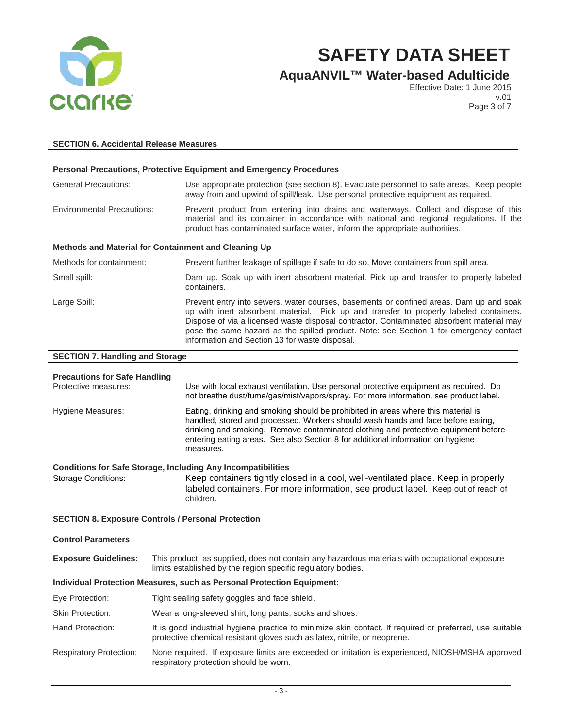## SECTION 6. Accidental Release Measures

### Personal Precautions, Protective Equipment and Emergency Procedures

| | |
|---|---|
| General Precautions: | Use appropriate protection (see section 8). Evacuate personnel to safe areas. Keep people away from and upwind of spill/leak. Use personal protective equipment as required. |
| Environmental Precautions: | Prevent product from entering into drains and waterways. Collect and dispose of this material and its container in accordance with national and regional regulations. If the product has contaminated surface water, inform the appropriate authorities. |

### Methods and Material for Containment and Cleaning Up

| | |
|---|---|
| Methods for containment: | Prevent further leakage of spillage if safe to do so. Move containers from spill area. |
| Small spill: | Dam up. Soak up with inert absorbent material. Pick up and transfer to properly labeled containers. |
| Large Spill: | Prevent entry into sewers, water courses, basements or confined areas. Dam up and soak up with inert absorbent material. Pick up and transfer to properly labeled containers. Dispose of via a licensed waste disposal contractor. Contaminated absorbent material may pose the same hazard as the spilled product. Note: see Section 1 for emergency contact information and Section 13 for waste disposal. |

## SECTION 7. Handling and Storage

### Precautions for Safe Handling

| | |
|---|---|
| Protective measures: | Use with local exhaust ventilation. Use personal protective equipment as required. Do not breathe dust/fume/gas/mist/vapors/spray. For more information, see product label. |
| Hygiene Measures: | Eating, drinking and smoking should be prohibited in areas where this material is handled, stored and processed. Workers should wash hands and face before eating, drinking and smoking. Remove contaminated clothing and protective equipment before entering eating areas. See also Section 8 for additional information on hygiene measures. |

### Conditions for Safe Storage, Including Any Incompatibilities

| | |
|---|---|
| Storage Conditions: | Keep containers tightly closed in a cool, well-ventilated place. Keep in properly labeled containers. For more information, see product label. Keep out of reach of children. |

## SECTION 8. Exposure Controls / Personal Protection

### Control Parameters

**Exposure Guidelines:** This product, as supplied, does not contain any hazardous materials with occupational exposure limits established by the region specific regulatory bodies.

### Individual Protection Measures, such as Personal Protection Equipment:

| | |
|---|---|
| Eye Protection: | Tight sealing safety goggles and face shield. |
| Skin Protection: | Wear a long-sleeved shirt, long pants, socks and shoes. |
| Hand Protection: | It is good industrial hygiene practice to minimize skin contact. If required or preferred, use suitable protective chemical resistant gloves such as latex, nitrile, or neoprene. |
| Respiratory Protection: | None required. If exposure limits are exceeded or irritation is experienced, NIOSH/MSHA approved respiratory protection should be worn. |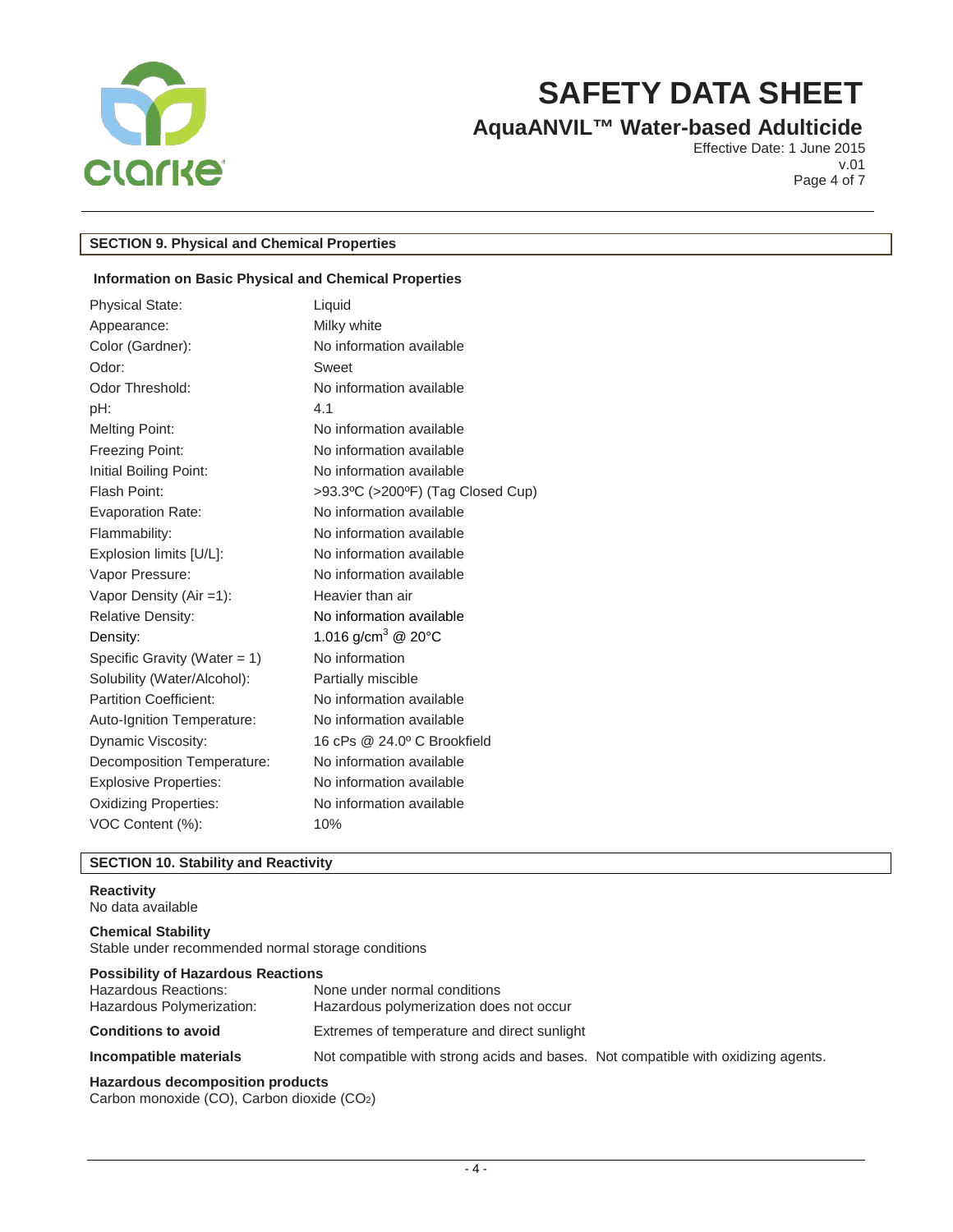## SECTION 9. Physical and Chemical Properties

### Information on Basic Physical and Chemical Properties

| Property | Value |
|---|---|
| Physical State: | Liquid |
| Appearance: | Milky white |
| Color (Gardner): | No information available |
| Odor: | Sweet |
| Odor Threshold: | No information available |
| pH: | 4.1 |
| Melting Point: | No information available |
| Freezing Point: | No information available |
| Initial Boiling Point: | No information available |
| Flash Point: | >93.3ºC (>200ºF) (Tag Closed Cup) |
| Evaporation Rate: | No information available |
| Flammability: | No information available |
| Explosion limits [U/L]: | No information available |
| Vapor Pressure: | No information available |
| Vapor Density (Air =1): | Heavier than air |
| Relative Density: | No information available |
| Density: | 1.016 g/cm$^3$ @ 20°C |
| Specific Gravity (Water = 1) | No information |
| Solubility (Water/Alcohol): | Partially miscible |
| Partition Coefficient: | No information available |
| Auto-Ignition Temperature: | No information available |
| Dynamic Viscosity: | 16 cPs @ 24.0º C Brookfield |
| Decomposition Temperature: | No information available |
| Explosive Properties: | No information available |
| Oxidizing Properties: | No information available |
| VOC Content (%): | 10% |

## SECTION 10. Stability and Reactivity

**Reactivity**
No data available

**Chemical Stability**
Stable under recommended normal storage conditions

**Possibility of Hazardous Reactions**
Hazardous Reactions: None under normal conditions
Hazardous Polymerization: Hazardous polymerization does not occur

**Conditions to avoid** Extremes of temperature and direct sunlight

**Incompatible materials** Not compatible with strong acids and bases. Not compatible with oxidizing agents.

**Hazardous decomposition products**
Carbon monoxide (CO), Carbon dioxide ($CO_2$)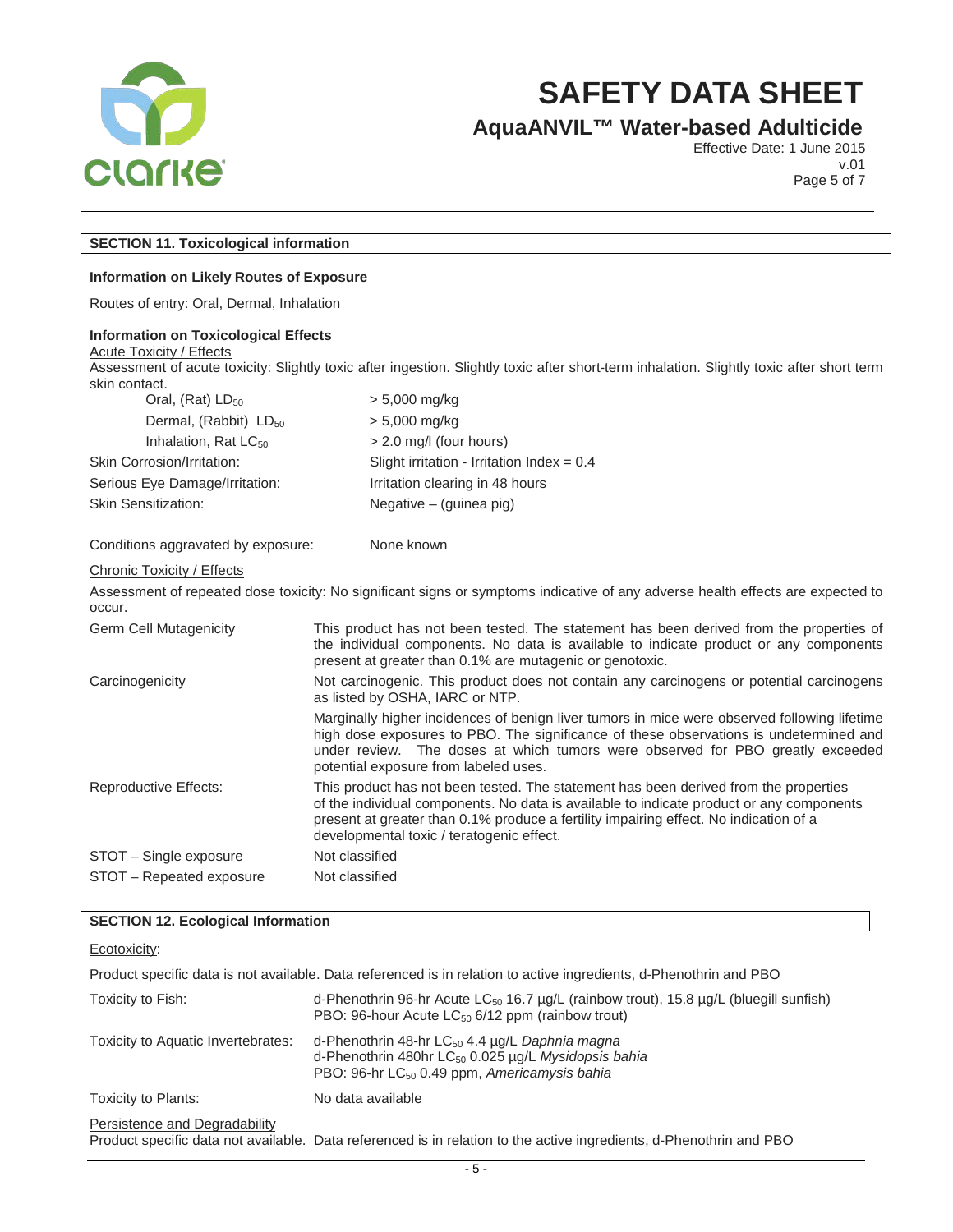## SECTION 11. Toxicological information

**Information on Likely Routes of Exposure**

Routes of entry: Oral, Dermal, Inhalation

**Information on Toxicological Effects**

Acute Toxicity / Effects

Assessment of acute toxicity: Slightly toxic after ingestion. Slightly toxic after short-term inhalation. Slightly toxic after short term skin contact.

| | |
|---|---|
| Oral, (Rat) $LD_{50}$ | > 5,000 mg/kg |
| Dermal, (Rabbit) $LD_{50}$ | > 5,000 mg/kg |
| Inhalation, Rat $LC_{50}$ | > 2.0 mg/l (four hours) |
| Skin Corrosion/Irritation: | Slight irritation - Irritation Index = 0.4 |
| Serious Eye Damage/Irritation: | Irritation clearing in 48 hours |
| Skin Sensitization: | Negative – (guinea pig) |
| Conditions aggravated by exposure: | None known |

Chronic Toxicity / Effects

Assessment of repeated dose toxicity: No significant signs or symptoms indicative of any adverse health effects are expected to occur.

| | |
|---|---|
| Germ Cell Mutagenicity | This product has not been tested. The statement has been derived from the properties of the individual components. No data is available to indicate product or any components present at greater than 0.1% are mutagenic or genotoxic. |
| Carcinogenicity | Not carcinogenic. This product does not contain any carcinogens or potential carcinogens as listed by OSHA, IARC or NTP.<br><br>Marginally higher incidences of benign liver tumors in mice were observed following lifetime high dose exposures to PBO. The significance of these observations is undetermined and under review. The doses at which tumors were observed for PBO greatly exceeded potential exposure from labeled uses. |
| Reproductive Effects: | This product has not been tested. The statement has been derived from the properties of the individual components. No data is available to indicate product or any components present at greater than 0.1% produce a fertility impairing effect. No indication of a developmental toxic / teratogenic effect. |
| STOT – Single exposure | Not classified |
| STOT – Repeated exposure | Not classified |

## SECTION 12. Ecological Information

Ecotoxicity:

Product specific data is not available. Data referenced is in relation to active ingredients, d-Phenothrin and PBO

| | |
|---|---|
| Toxicity to Fish: | d-Phenothrin 96-hr Acute $LC_{50}$ 16.7 µg/L (rainbow trout), 15.8 µg/L (bluegill sunfish)<br>PBO: 96-hour Acute $LC_{50}$ 6/12 ppm (rainbow trout) |
| Toxicity to Aquatic Invertebrates: | d-Phenothrin 48-hr $LC_{50}$ 4.4 µg/L *Daphnia magna*<br>d-Phenothrin 480hr $LC_{50}$ 0.025 µg/L *Mysidopsis bahia*<br>PBO: 96-hr $LC_{50}$ 0.49 ppm, *Americamysis bahia* |
| Toxicity to Plants: | No data available |

Persistence and Degradability

Product specific data not available. Data referenced is in relation to the active ingredients, d-Phenothrin and PBO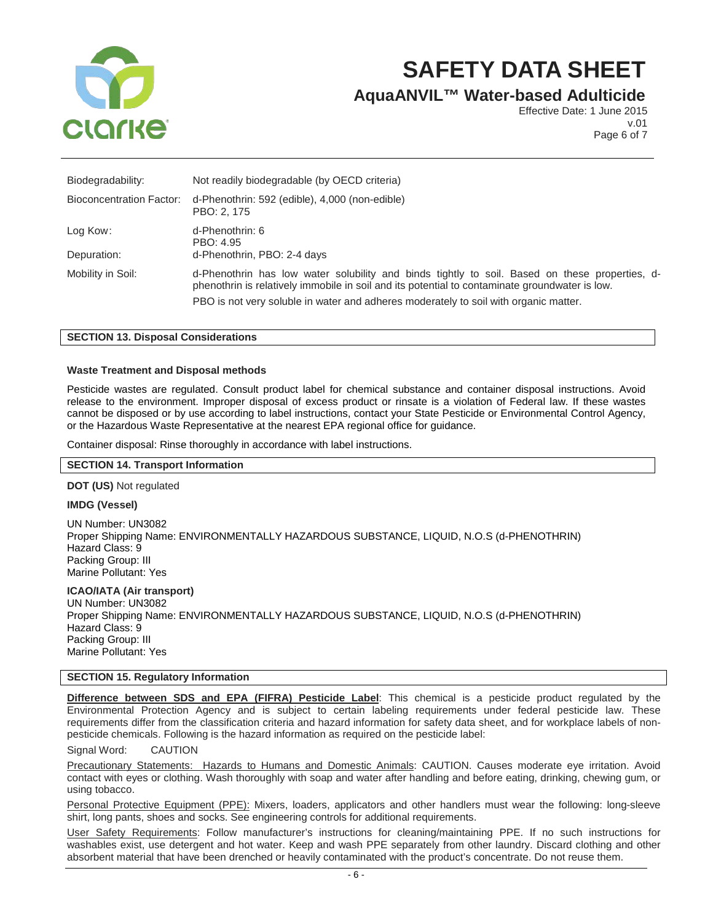| | |
|---|---|
| Biodegradability: | Not readily biodegradable (by OECD criteria) |
| Bioconcentration Factor: | d-Phenothrin: 592 (edible), 4,000 (non-edible)<br>PBO: 2, 175 |
| Log Kow: | d-Phenothrin: 6<br>PBO: 4.95 |
| Depuration: | d-Phenothrin, PBO: 2-4 days |
| Mobility in Soil: | d-Phenothrin has low water solubility and binds tightly to soil. Based on these properties, d-phenothrin is relatively immobile in soil and its potential to contaminate groundwater is low.<br>PBO is not very soluble in water and adheres moderately to soil with organic matter. |

## SECTION 13. Disposal Considerations

**Waste Treatment and Disposal methods**

Pesticide wastes are regulated. Consult product label for chemical substance and container disposal instructions. Avoid release to the environment. Improper disposal of excess product or rinsate is a violation of Federal law. If these wastes cannot be disposed or by use according to label instructions, contact your State Pesticide or Environmental Control Agency, or the Hazardous Waste Representative at the nearest EPA regional office for guidance.

Container disposal: Rinse thoroughly in accordance with label instructions.

## SECTION 14. Transport Information

**DOT (US)** Not regulated

**IMDG (Vessel)**

UN Number: UN3082
Proper Shipping Name: ENVIRONMENTALLY HAZARDOUS SUBSTANCE, LIQUID, N.O.S (d-PHENOTHRIN)
Hazard Class: 9
Packing Group: III
Marine Pollutant: Yes

**ICAO/IATA (Air transport)**
UN Number: UN3082
Proper Shipping Name: ENVIRONMENTALLY HAZARDOUS SUBSTANCE, LIQUID, N.O.S (d-PHENOTHRIN)
Hazard Class: 9
Packing Group: III
Marine Pollutant: Yes

## SECTION 15. Regulatory Information

**Difference between SDS and EPA (FIFRA) Pesticide Label**: This chemical is a pesticide product regulated by the Environmental Protection Agency and is subject to certain labeling requirements under federal pesticide law. These requirements differ from the classification criteria and hazard information for safety data sheet, and for workplace labels of non-pesticide chemicals. Following is the hazard information as required on the pesticide label:

Signal Word: CAUTION

Precautionary Statements: Hazards to Humans and Domestic Animals: CAUTION. Causes moderate eye irritation. Avoid contact with eyes or clothing. Wash thoroughly with soap and water after handling and before eating, drinking, chewing gum, or using tobacco.

Personal Protective Equipment (PPE): Mixers, loaders, applicators and other handlers must wear the following: long-sleeve shirt, long pants, shoes and socks. See engineering controls for additional requirements.

User Safety Requirements: Follow manufacturer's instructions for cleaning/maintaining PPE. If no such instructions for washables exist, use detergent and hot water. Keep and wash PPE separately from other laundry. Discard clothing and other absorbent material that have been drenched or heavily contaminated with the product's concentrate. Do not reuse them.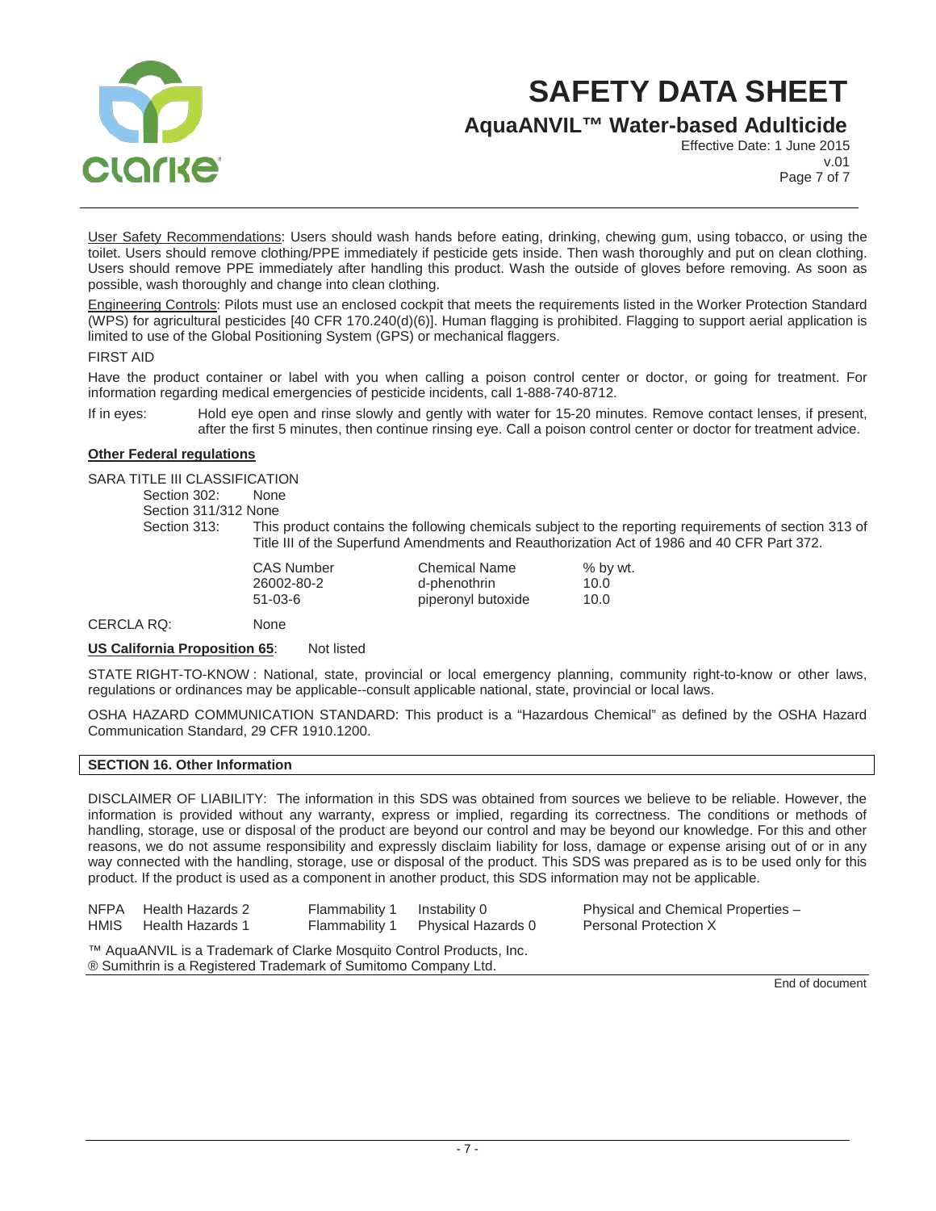User Safety Recommendations: Users should wash hands before eating, drinking, chewing gum, using tobacco, or using the toilet. Users should remove clothing/PPE immediately if pesticide gets inside. Then wash thoroughly and put on clean clothing. Users should remove PPE immediately after handling this product. Wash the outside of gloves before removing. As soon as possible, wash thoroughly and change into clean clothing.

Engineering Controls: Pilots must use an enclosed cockpit that meets the requirements listed in the Worker Protection Standard (WPS) for agricultural pesticides [40 CFR 170.240(d)(6)]. Human flagging is prohibited. Flagging to support aerial application is limited to use of the Global Positioning System (GPS) or mechanical flaggers.

FIRST AID

Have the product container or label with you when calling a poison control center or doctor, or going for treatment. For information regarding medical emergencies of pesticide incidents, call 1-888-740-8712.

If in eyes: Hold eye open and rinse slowly and gently with water for 15-20 minutes. Remove contact lenses, if present, after the first 5 minutes, then continue rinsing eye. Call a poison control center or doctor for treatment advice.

**Other Federal regulations**

SARA TITLE III CLASSIFICATION

Section 302: None

Section 311/312 None

Section 313: This product contains the following chemicals subject to the reporting requirements of section 313 of Title III of the Superfund Amendments and Reauthorization Act of 1986 and 40 CFR Part 372.

| CAS Number | Chemical Name | % by wt. |
|---|---|---|
| 26002-80-2 | d-phenothrin | 10.0 |
| 51-03-6 | piperonyl butoxide | 10.0 |

CERCLA RQ: None

**US California Proposition 65**: Not listed

STATE RIGHT-TO-KNOW : National, state, provincial or local emergency planning, community right-to-know or other laws, regulations or ordinances may be applicable--consult applicable national, state, provincial or local laws.

OSHA HAZARD COMMUNICATION STANDARD: This product is a “Hazardous Chemical” as defined by the OSHA Hazard Communication Standard, 29 CFR 1910.1200.

## SECTION 16. Other Information

DISCLAIMER OF LIABILITY: The information in this SDS was obtained from sources we believe to be reliable. However, the information is provided without any warranty, express or implied, regarding its correctness. The conditions or methods of handling, storage, use or disposal of the product are beyond our control and may be beyond our knowledge. For this and other reasons, we do not assume responsibility and expressly disclaim liability for loss, damage or expense arising out of or in any way connected with the handling, storage, use or disposal of the product. This SDS was prepared as is to be used only for this product. If the product is used as a component in another product, this SDS information may not be applicable.

| | | | | |
|---|---|---|---|---|
| NFPA | Health Hazards 2 | Flammability 1 | Instability 0 | Physical and Chemical Properties – |
| HMIS | Health Hazards 1 | Flammability 1 | Physical Hazards 0 | Personal Protection X |

™ AquaANVIL is a Trademark of Clarke Mosquito Control Products, Inc.
® Sumithrin is a Registered Trademark of Sumitomo Company Ltd.

End of document